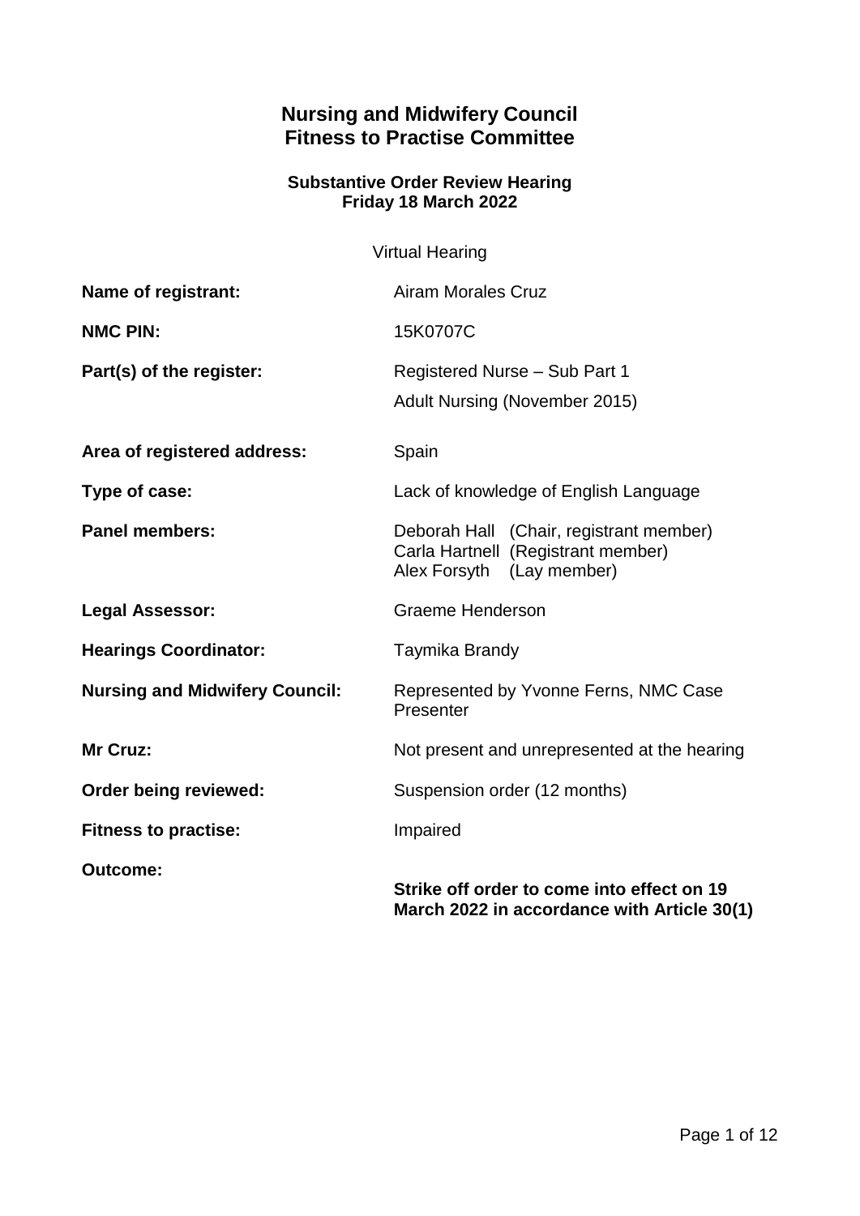# Nursing and Midwifery Council
# Fitness to Practise Committee

### Substantive Order Review Hearing
### Friday 18 March 2022

Virtual Hearing

| | |
|---|---|
| **Name of registrant:** | Airam Morales Cruz |
| **NMC PIN:** | 15K0707C |
| **Part(s) of the register:** | Registered Nurse – Sub Part 1<br>Adult Nursing (November 2015) |
| **Area of registered address:** | Spain |
| **Type of case:** | Lack of knowledge of English Language |
| **Panel members:** | Deborah Hall (Chair, registrant member)<br>Carla Hartnell (Registrant member)<br>Alex Forsyth (Lay member) |
| **Legal Assessor:** | Graeme Henderson |
| **Hearings Coordinator:** | Taymika Brandy |
| **Nursing and Midwifery Council:** | Represented by Yvonne Ferns, NMC Case Presenter |
| **Mr Cruz:** | Not present and unrepresented at the hearing |
| **Order being reviewed:** | Suspension order (12 months) |
| **Fitness to practise:** | Impaired |
| **Outcome:** | **Strike off order to come into effect on 19 March 2022 in accordance with Article 30(1)** |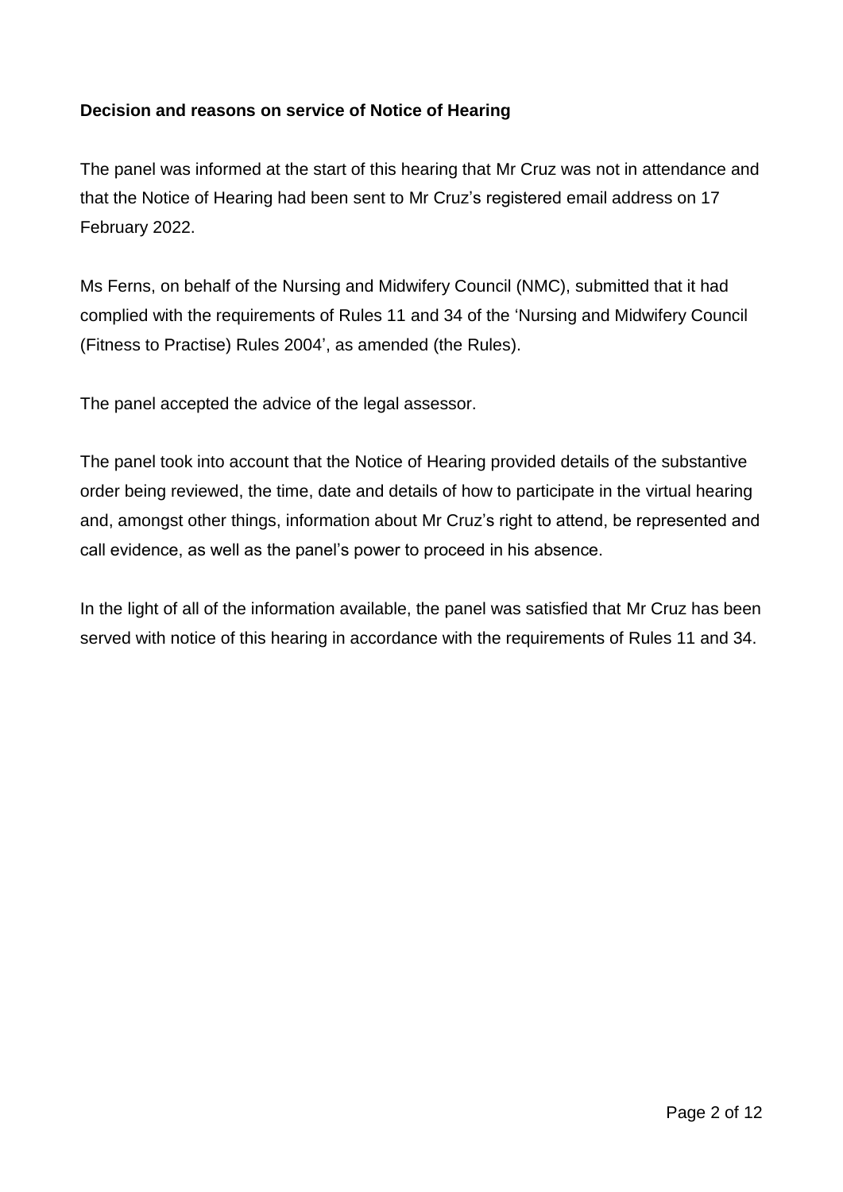**Decision and reasons on service of Notice of Hearing**

The panel was informed at the start of this hearing that Mr Cruz was not in attendance and that the Notice of Hearing had been sent to Mr Cruz's registered email address on 17 February 2022.

Ms Ferns, on behalf of the Nursing and Midwifery Council (NMC), submitted that it had complied with the requirements of Rules 11 and 34 of the 'Nursing and Midwifery Council (Fitness to Practise) Rules 2004', as amended (the Rules).

The panel accepted the advice of the legal assessor.

The panel took into account that the Notice of Hearing provided details of the substantive order being reviewed, the time, date and details of how to participate in the virtual hearing and, amongst other things, information about Mr Cruz's right to attend, be represented and call evidence, as well as the panel's power to proceed in his absence.

In the light of all of the information available, the panel was satisfied that Mr Cruz has been served with notice of this hearing in accordance with the requirements of Rules 11 and 34.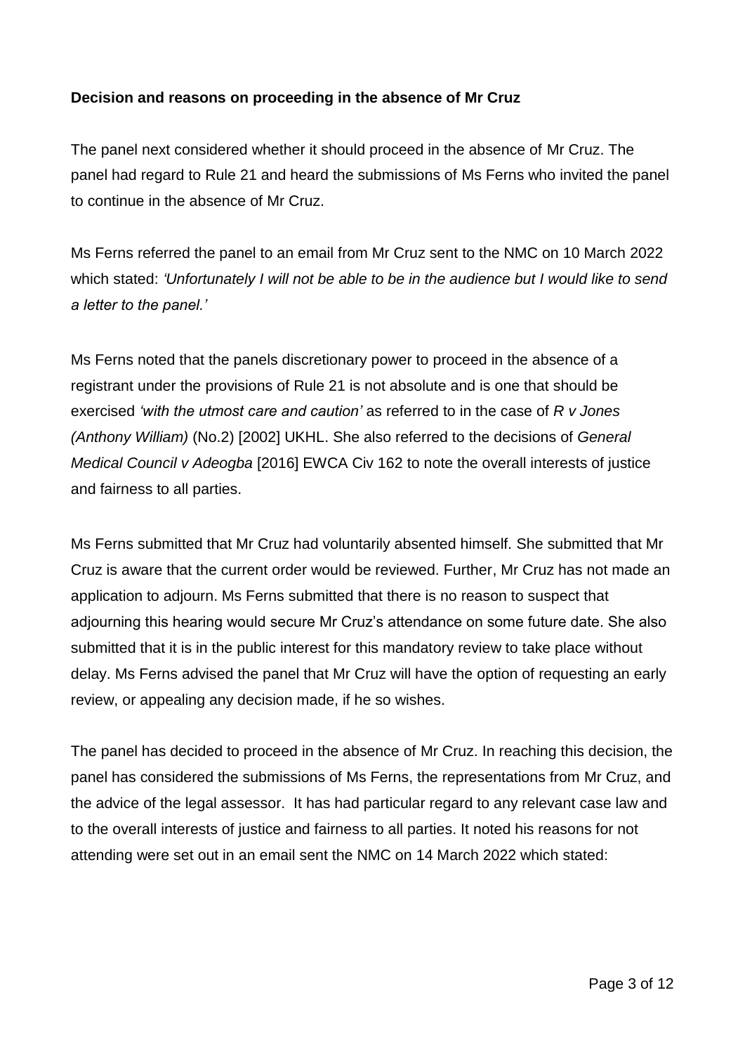**Decision and reasons on proceeding in the absence of Mr Cruz**

The panel next considered whether it should proceed in the absence of Mr Cruz. The panel had regard to Rule 21 and heard the submissions of Ms Ferns who invited the panel to continue in the absence of Mr Cruz.

Ms Ferns referred the panel to an email from Mr Cruz sent to the NMC on 10 March 2022 which stated: *'Unfortunately I will not be able to be in the audience but I would like to send a letter to the panel.'*

Ms Ferns noted that the panels discretionary power to proceed in the absence of a registrant under the provisions of Rule 21 is not absolute and is one that should be exercised *'with the utmost care and caution'* as referred to in the case of *R v Jones (Anthony William)* (No.2) [2002] UKHL. She also referred to the decisions of *General Medical Council v Adeogba* [2016] EWCA Civ 162 to note the overall interests of justice and fairness to all parties.

Ms Ferns submitted that Mr Cruz had voluntarily absented himself. She submitted that Mr Cruz is aware that the current order would be reviewed. Further, Mr Cruz has not made an application to adjourn. Ms Ferns submitted that there is no reason to suspect that adjourning this hearing would secure Mr Cruz's attendance on some future date. She also submitted that it is in the public interest for this mandatory review to take place without delay. Ms Ferns advised the panel that Mr Cruz will have the option of requesting an early review, or appealing any decision made, if he so wishes.

The panel has decided to proceed in the absence of Mr Cruz. In reaching this decision, the panel has considered the submissions of Ms Ferns, the representations from Mr Cruz, and the advice of the legal assessor. It has had particular regard to any relevant case law and to the overall interests of justice and fairness to all parties. It noted his reasons for not attending were set out in an email sent the NMC on 14 March 2022 which stated: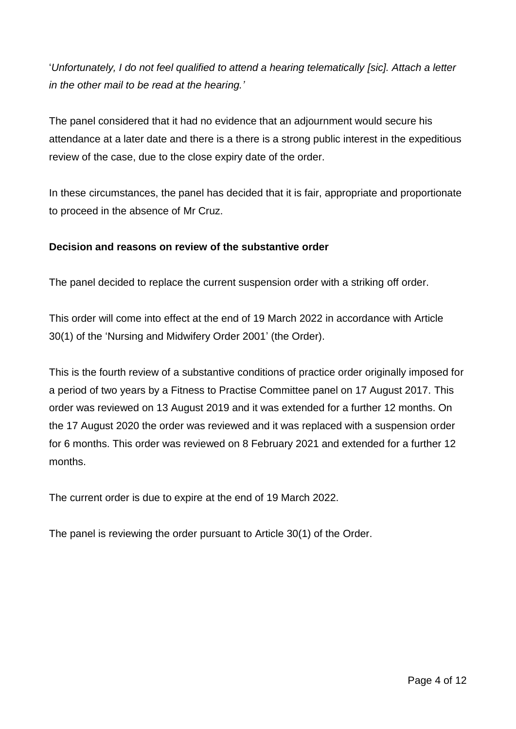'*Unfortunately, I do not feel qualified to attend a hearing telematically [sic]. Attach a letter in the other mail to be read at the hearing.*'

The panel considered that it had no evidence that an adjournment would secure his attendance at a later date and there is a there is a strong public interest in the expeditious review of the case, due to the close expiry date of the order.

In these circumstances, the panel has decided that it is fair, appropriate and proportionate to proceed in the absence of Mr Cruz.

**Decision and reasons on review of the substantive order**

The panel decided to replace the current suspension order with a striking off order.

This order will come into effect at the end of 19 March 2022 in accordance with Article 30(1) of the 'Nursing and Midwifery Order 2001' (the Order).

This is the fourth review of a substantive conditions of practice order originally imposed for a period of two years by a Fitness to Practise Committee panel on 17 August 2017. This order was reviewed on 13 August 2019 and it was extended for a further 12 months. On the 17 August 2020 the order was reviewed and it was replaced with a suspension order for 6 months. This order was reviewed on 8 February 2021 and extended for a further 12 months.

The current order is due to expire at the end of 19 March 2022.

The panel is reviewing the order pursuant to Article 30(1) of the Order.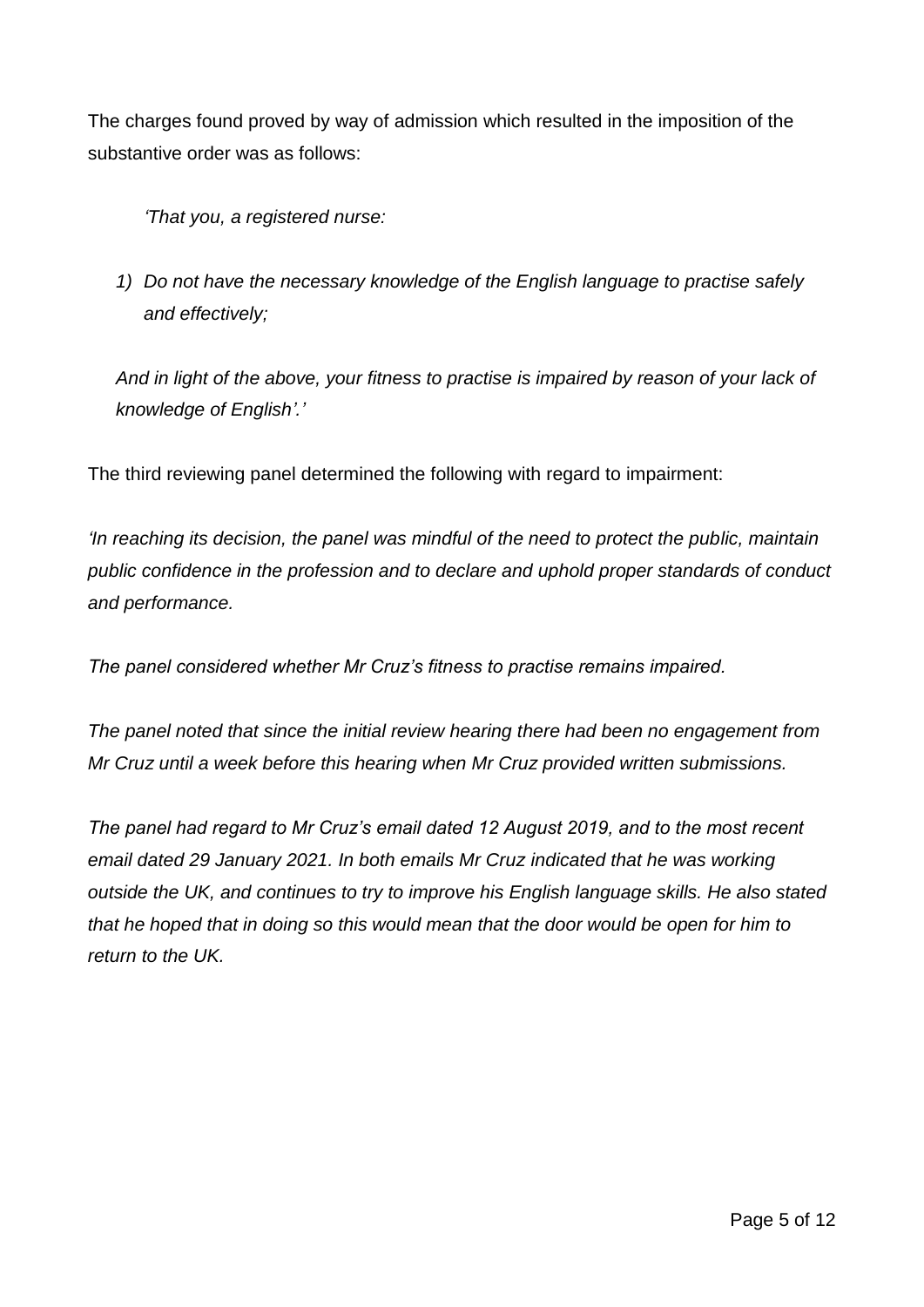The charges found proved by way of admission which resulted in the imposition of the substantive order was as follows:

> *'That you, a registered nurse:*
>
> 1) *Do not have the necessary knowledge of the English language to practise safely and effectively;*
>
> *And in light of the above, your fitness to practise is impaired by reason of your lack of knowledge of English'.'*

The third reviewing panel determined the following with regard to impairment:

*'In reaching its decision, the panel was mindful of the need to protect the public, maintain public confidence in the profession and to declare and uphold proper standards of conduct and performance.*

*The panel considered whether Mr Cruz's fitness to practise remains impaired.*

*The panel noted that since the initial review hearing there had been no engagement from Mr Cruz until a week before this hearing when Mr Cruz provided written submissions.*

*The panel had regard to Mr Cruz's email dated 12 August 2019, and to the most recent email dated 29 January 2021. In both emails Mr Cruz indicated that he was working outside the UK, and continues to try to improve his English language skills. He also stated that he hoped that in doing so this would mean that the door would be open for him to return to the UK.*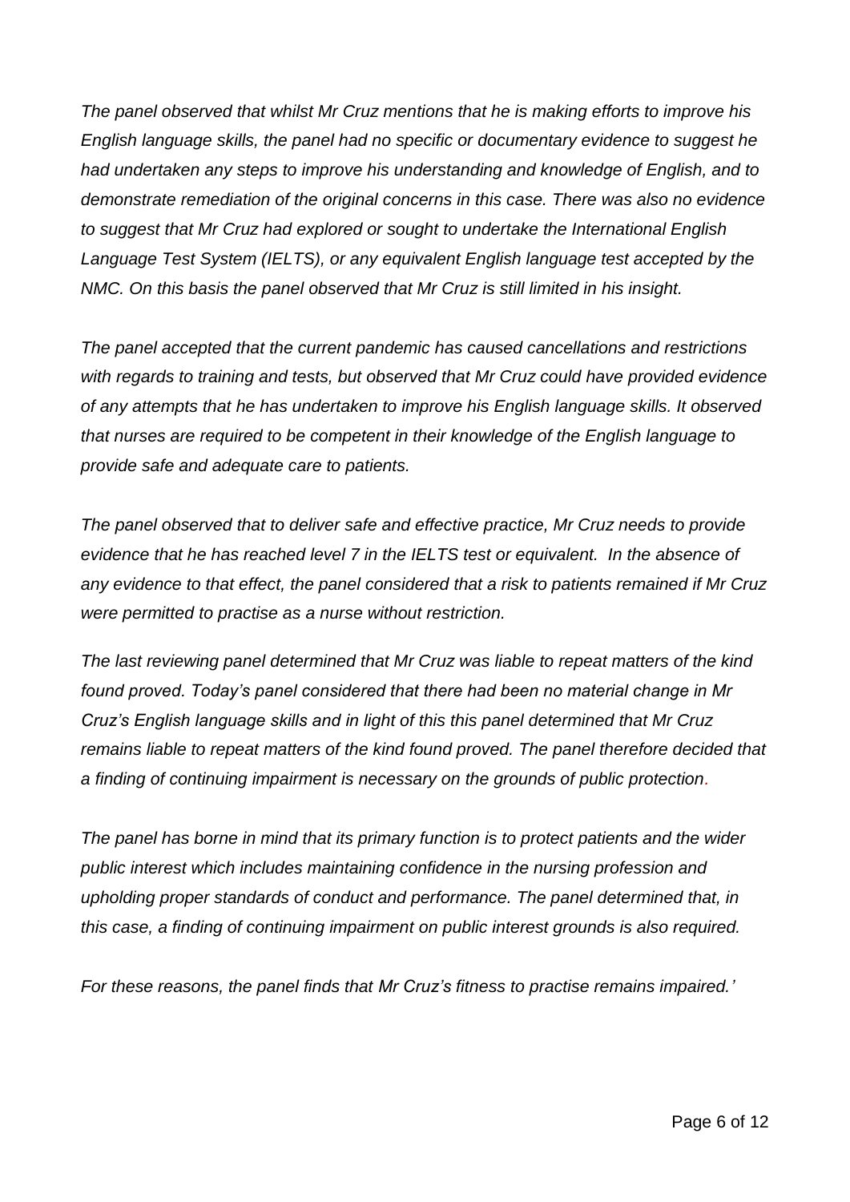*The panel observed that whilst Mr Cruz mentions that he is making efforts to improve his English language skills, the panel had no specific or documentary evidence to suggest he had undertaken any steps to improve his understanding and knowledge of English, and to demonstrate remediation of the original concerns in this case. There was also no evidence to suggest that Mr Cruz had explored or sought to undertake the International English Language Test System (IELTS), or any equivalent English language test accepted by the NMC. On this basis the panel observed that Mr Cruz is still limited in his insight.*

*The panel accepted that the current pandemic has caused cancellations and restrictions with regards to training and tests, but observed that Mr Cruz could have provided evidence of any attempts that he has undertaken to improve his English language skills. It observed that nurses are required to be competent in their knowledge of the English language to provide safe and adequate care to patients.*

*The panel observed that to deliver safe and effective practice, Mr Cruz needs to provide evidence that he has reached level 7 in the IELTS test or equivalent. In the absence of any evidence to that effect, the panel considered that a risk to patients remained if Mr Cruz were permitted to practise as a nurse without restriction.*

*The last reviewing panel determined that Mr Cruz was liable to repeat matters of the kind found proved. Today's panel considered that there had been no material change in Mr Cruz's English language skills and in light of this this panel determined that Mr Cruz remains liable to repeat matters of the kind found proved. The panel therefore decided that a finding of continuing impairment is necessary on the grounds of public protection.*

*The panel has borne in mind that its primary function is to protect patients and the wider public interest which includes maintaining confidence in the nursing profession and upholding proper standards of conduct and performance. The panel determined that, in this case, a finding of continuing impairment on public interest grounds is also required.*

*For these reasons, the panel finds that Mr Cruz's fitness to practise remains impaired.'*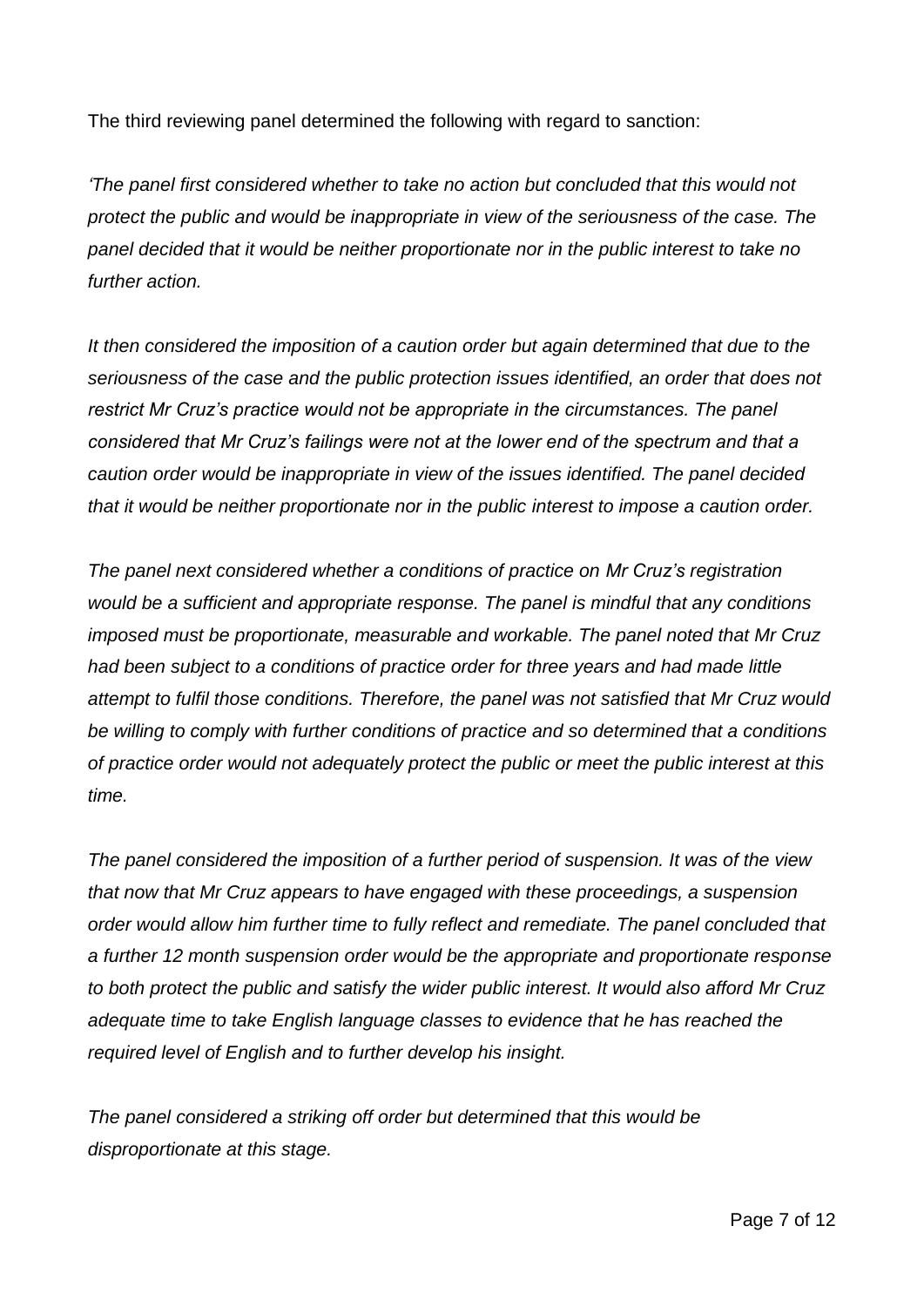The third reviewing panel determined the following with regard to sanction:

*'The panel first considered whether to take no action but concluded that this would not protect the public and would be inappropriate in view of the seriousness of the case. The panel decided that it would be neither proportionate nor in the public interest to take no further action.*

*It then considered the imposition of a caution order but again determined that due to the seriousness of the case and the public protection issues identified, an order that does not restrict Mr Cruz's practice would not be appropriate in the circumstances. The panel considered that Mr Cruz's failings were not at the lower end of the spectrum and that a caution order would be inappropriate in view of the issues identified. The panel decided that it would be neither proportionate nor in the public interest to impose a caution order.*

*The panel next considered whether a conditions of practice on Mr Cruz's registration would be a sufficient and appropriate response. The panel is mindful that any conditions imposed must be proportionate, measurable and workable. The panel noted that Mr Cruz had been subject to a conditions of practice order for three years and had made little attempt to fulfil those conditions. Therefore, the panel was not satisfied that Mr Cruz would be willing to comply with further conditions of practice and so determined that a conditions of practice order would not adequately protect the public or meet the public interest at this time.*

*The panel considered the imposition of a further period of suspension. It was of the view that now that Mr Cruz appears to have engaged with these proceedings, a suspension order would allow him further time to fully reflect and remediate. The panel concluded that a further 12 month suspension order would be the appropriate and proportionate response to both protect the public and satisfy the wider public interest. It would also afford Mr Cruz adequate time to take English language classes to evidence that he has reached the required level of English and to further develop his insight.*

*The panel considered a striking off order but determined that this would be disproportionate at this stage.*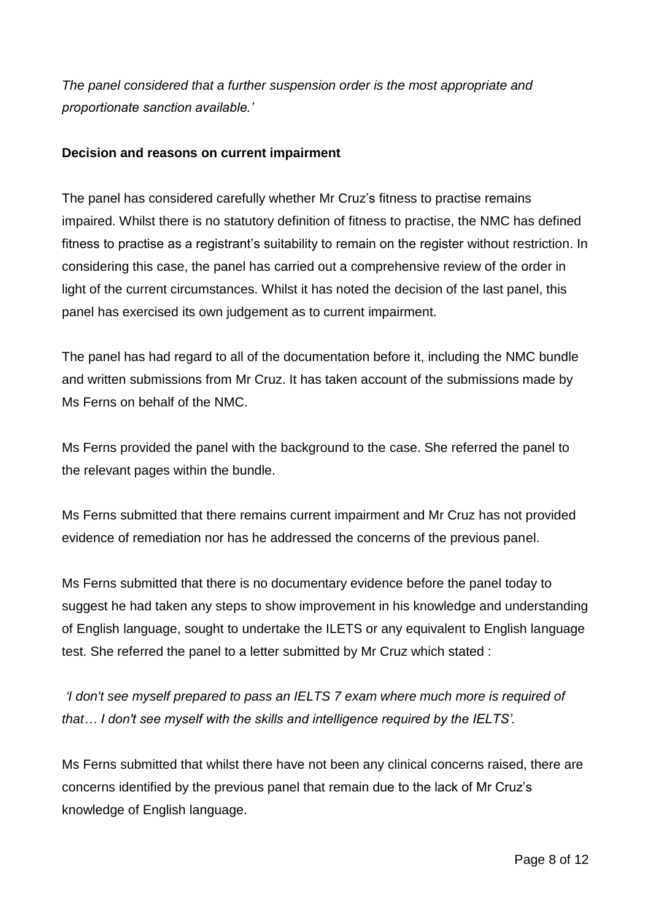*The panel considered that a further suspension order is the most appropriate and proportionate sanction available.'*

**Decision and reasons on current impairment**

The panel has considered carefully whether Mr Cruz's fitness to practise remains impaired. Whilst there is no statutory definition of fitness to practise, the NMC has defined fitness to practise as a registrant's suitability to remain on the register without restriction. In considering this case, the panel has carried out a comprehensive review of the order in light of the current circumstances. Whilst it has noted the decision of the last panel, this panel has exercised its own judgement as to current impairment.

The panel has had regard to all of the documentation before it, including the NMC bundle and written submissions from Mr Cruz. It has taken account of the submissions made by Ms Ferns on behalf of the NMC.

Ms Ferns provided the panel with the background to the case. She referred the panel to the relevant pages within the bundle.

Ms Ferns submitted that there remains current impairment and Mr Cruz has not provided evidence of remediation nor has he addressed the concerns of the previous panel.

Ms Ferns submitted that there is no documentary evidence before the panel today to suggest he had taken any steps to show improvement in his knowledge and understanding of English language, sought to undertake the ILETS or any equivalent to English language test. She referred the panel to a letter submitted by Mr Cruz which stated :

*'I don't see myself prepared to pass an IELTS 7 exam where much more is required of that… I don't see myself with the skills and intelligence required by the IELTS'.*

Ms Ferns submitted that whilst there have not been any clinical concerns raised, there are concerns identified by the previous panel that remain due to the lack of Mr Cruz's knowledge of English language.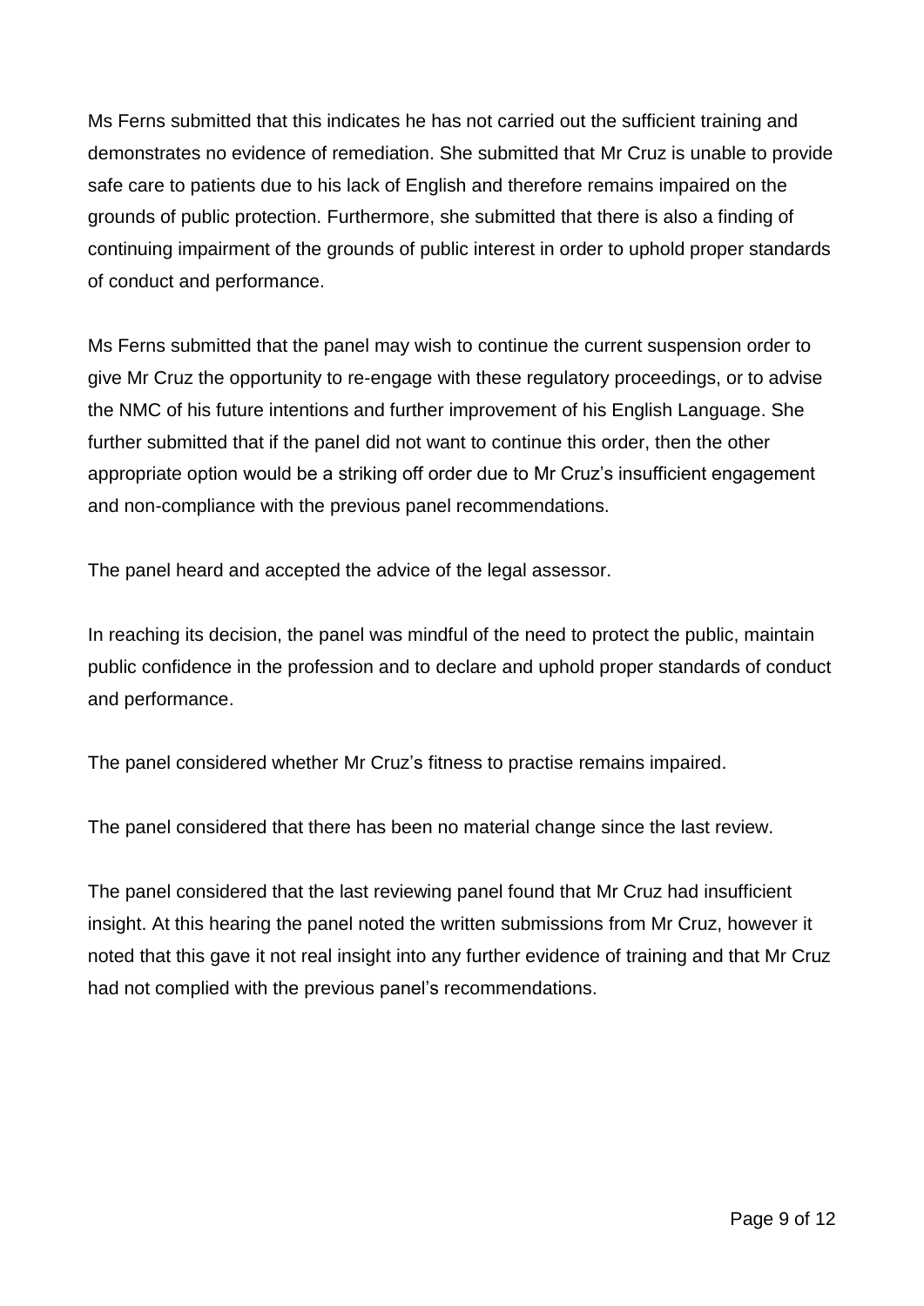Ms Ferns submitted that this indicates he has not carried out the sufficient training and demonstrates no evidence of remediation. She submitted that Mr Cruz is unable to provide safe care to patients due to his lack of English and therefore remains impaired on the grounds of public protection. Furthermore, she submitted that there is also a finding of continuing impairment of the grounds of public interest in order to uphold proper standards of conduct and performance.

Ms Ferns submitted that the panel may wish to continue the current suspension order to give Mr Cruz the opportunity to re-engage with these regulatory proceedings, or to advise the NMC of his future intentions and further improvement of his English Language. She further submitted that if the panel did not want to continue this order, then the other appropriate option would be a striking off order due to Mr Cruz's insufficient engagement and non-compliance with the previous panel recommendations.

The panel heard and accepted the advice of the legal assessor.

In reaching its decision, the panel was mindful of the need to protect the public, maintain public confidence in the profession and to declare and uphold proper standards of conduct and performance.

The panel considered whether Mr Cruz's fitness to practise remains impaired.

The panel considered that there has been no material change since the last review.

The panel considered that the last reviewing panel found that Mr Cruz had insufficient insight. At this hearing the panel noted the written submissions from Mr Cruz, however it noted that this gave it not real insight into any further evidence of training and that Mr Cruz had not complied with the previous panel's recommendations.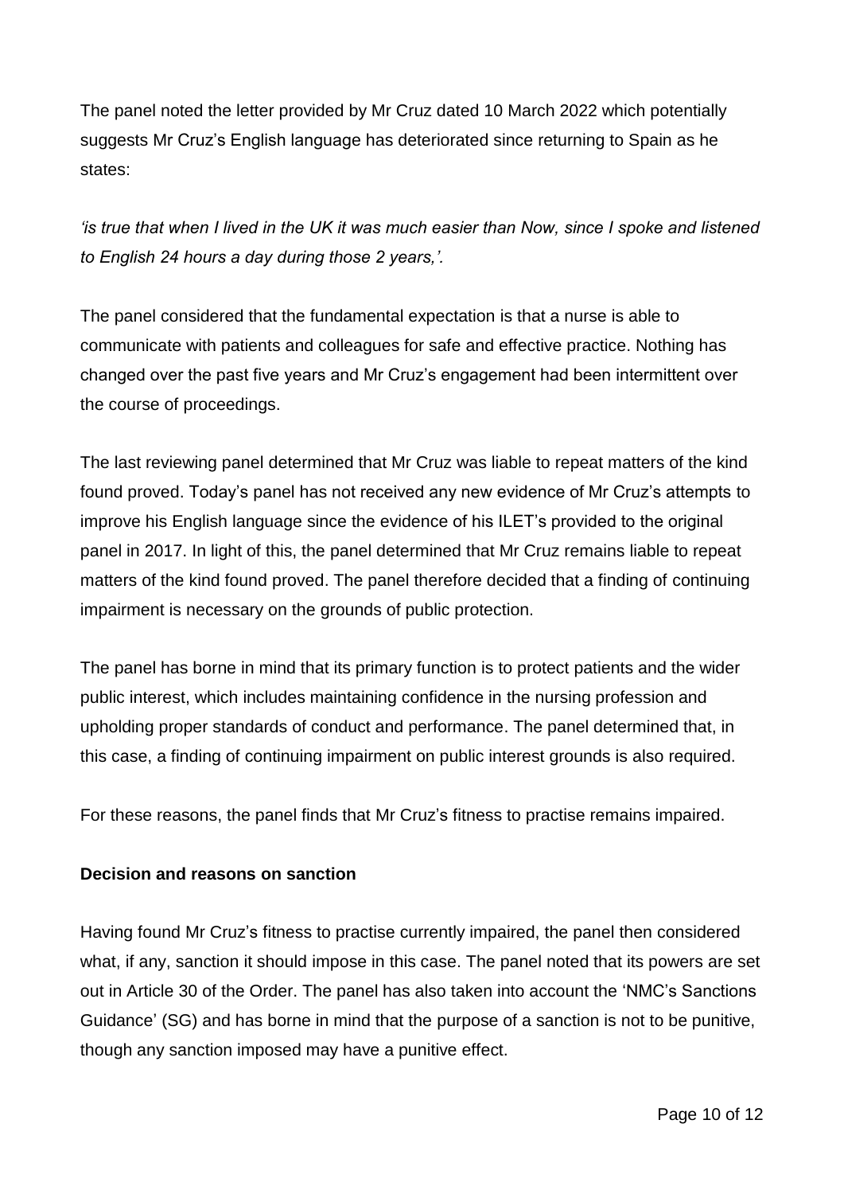The panel noted the letter provided by Mr Cruz dated 10 March 2022 which potentially suggests Mr Cruz's English language has deteriorated since returning to Spain as he states:

*'is true that when I lived in the UK it was much easier than Now, since I spoke and listened to English 24 hours a day during those 2 years,'.*

The panel considered that the fundamental expectation is that a nurse is able to communicate with patients and colleagues for safe and effective practice. Nothing has changed over the past five years and Mr Cruz's engagement had been intermittent over the course of proceedings.

The last reviewing panel determined that Mr Cruz was liable to repeat matters of the kind found proved. Today's panel has not received any new evidence of Mr Cruz's attempts to improve his English language since the evidence of his ILET's provided to the original panel in 2017. In light of this, the panel determined that Mr Cruz remains liable to repeat matters of the kind found proved. The panel therefore decided that a finding of continuing impairment is necessary on the grounds of public protection.

The panel has borne in mind that its primary function is to protect patients and the wider public interest, which includes maintaining confidence in the nursing profession and upholding proper standards of conduct and performance. The panel determined that, in this case, a finding of continuing impairment on public interest grounds is also required.

For these reasons, the panel finds that Mr Cruz's fitness to practise remains impaired.

**Decision and reasons on sanction**

Having found Mr Cruz's fitness to practise currently impaired, the panel then considered what, if any, sanction it should impose in this case. The panel noted that its powers are set out in Article 30 of the Order. The panel has also taken into account the 'NMC's Sanctions Guidance' (SG) and has borne in mind that the purpose of a sanction is not to be punitive, though any sanction imposed may have a punitive effect.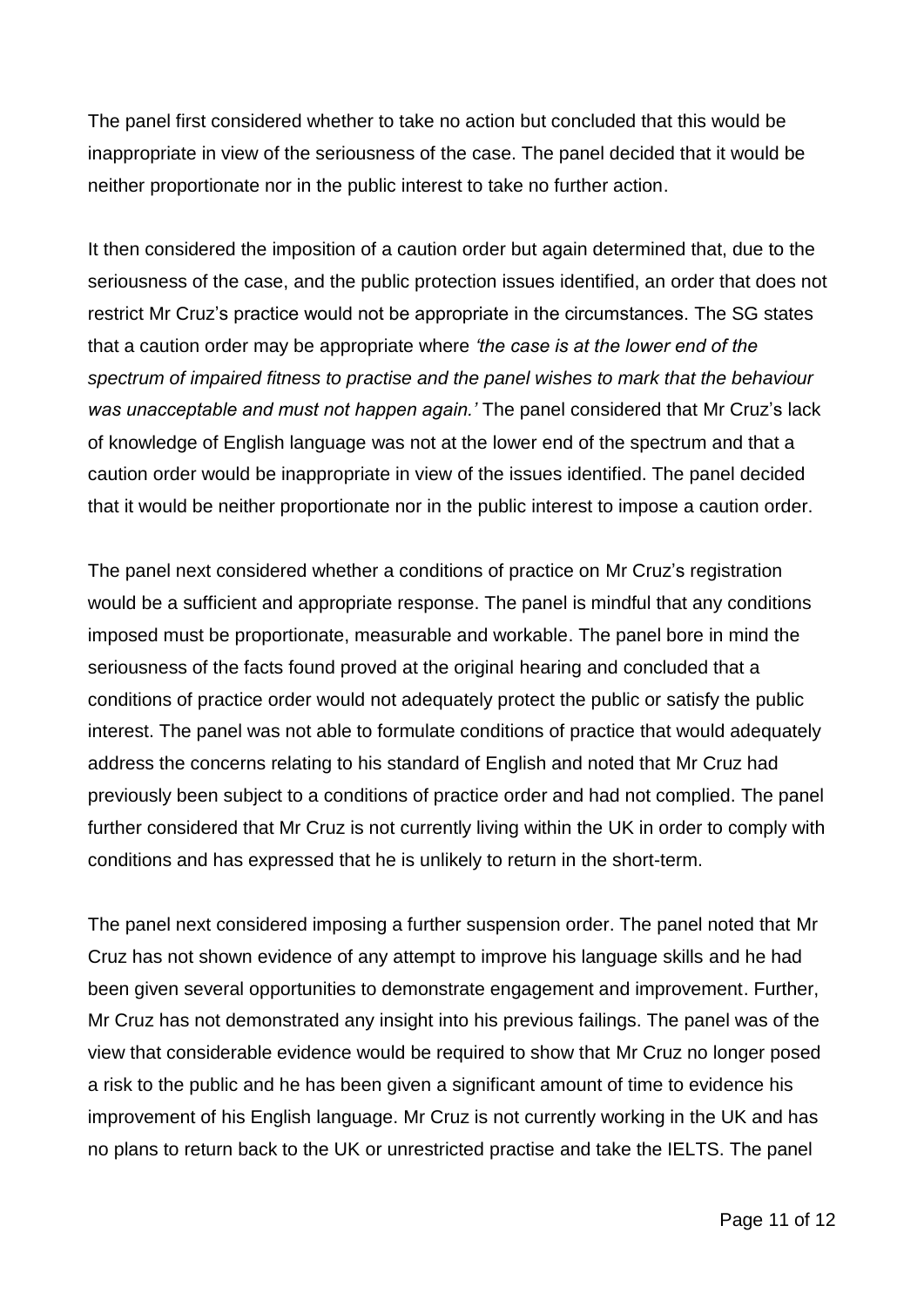The panel first considered whether to take no action but concluded that this would be inappropriate in view of the seriousness of the case. The panel decided that it would be neither proportionate nor in the public interest to take no further action.

It then considered the imposition of a caution order but again determined that, due to the seriousness of the case, and the public protection issues identified, an order that does not restrict Mr Cruz's practice would not be appropriate in the circumstances. The SG states that a caution order may be appropriate where *'the case is at the lower end of the spectrum of impaired fitness to practise and the panel wishes to mark that the behaviour was unacceptable and must not happen again.'* The panel considered that Mr Cruz's lack of knowledge of English language was not at the lower end of the spectrum and that a caution order would be inappropriate in view of the issues identified. The panel decided that it would be neither proportionate nor in the public interest to impose a caution order.

The panel next considered whether a conditions of practice on Mr Cruz's registration would be a sufficient and appropriate response. The panel is mindful that any conditions imposed must be proportionate, measurable and workable. The panel bore in mind the seriousness of the facts found proved at the original hearing and concluded that a conditions of practice order would not adequately protect the public or satisfy the public interest. The panel was not able to formulate conditions of practice that would adequately address the concerns relating to his standard of English and noted that Mr Cruz had previously been subject to a conditions of practice order and had not complied. The panel further considered that Mr Cruz is not currently living within the UK in order to comply with conditions and has expressed that he is unlikely to return in the short-term.

The panel next considered imposing a further suspension order. The panel noted that Mr Cruz has not shown evidence of any attempt to improve his language skills and he had been given several opportunities to demonstrate engagement and improvement. Further, Mr Cruz has not demonstrated any insight into his previous failings. The panel was of the view that considerable evidence would be required to show that Mr Cruz no longer posed a risk to the public and he has been given a significant amount of time to evidence his improvement of his English language. Mr Cruz is not currently working in the UK and has no plans to return back to the UK or unrestricted practise and take the IELTS. The panel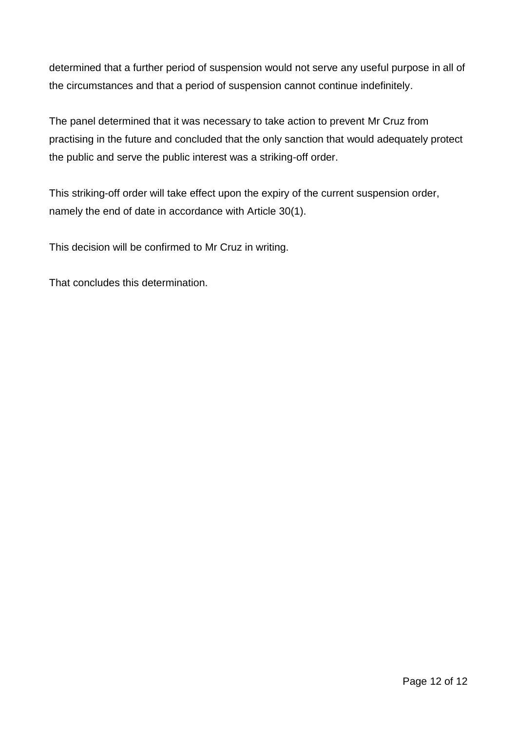determined that a further period of suspension would not serve any useful purpose in all of the circumstances and that a period of suspension cannot continue indefinitely.

The panel determined that it was necessary to take action to prevent Mr Cruz from practising in the future and concluded that the only sanction that would adequately protect the public and serve the public interest was a striking-off order.

This striking-off order will take effect upon the expiry of the current suspension order, namely the end of date in accordance with Article 30(1).

This decision will be confirmed to Mr Cruz in writing.

That concludes this determination.